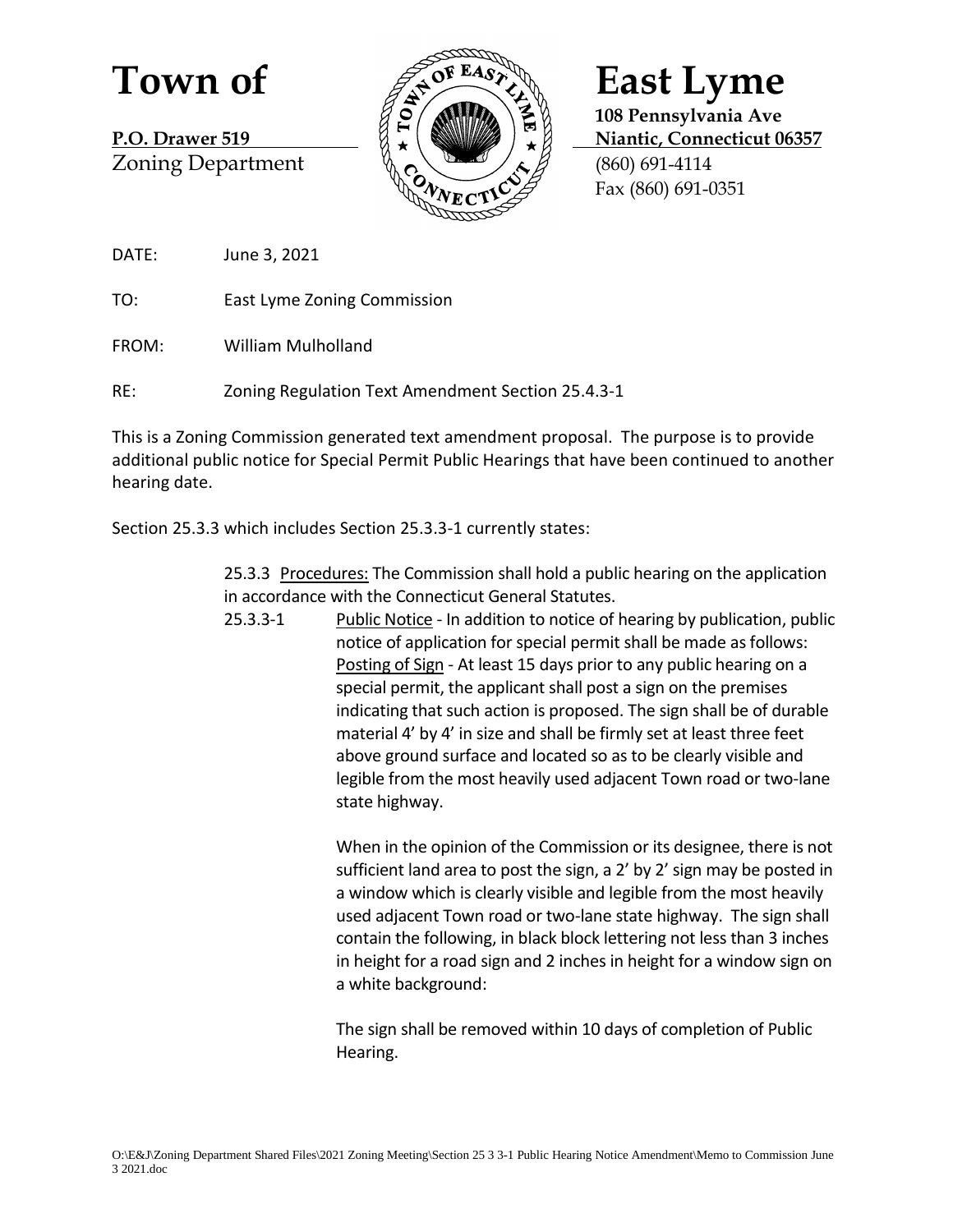# Town of East Lyme

**P.O. Drawer 519**
Zoning Department

**108 Pennsylvania Ave**
**Niantic, Connecticut 06357**
(860) 691-4114
Fax (860) 691-0351

DATE: June 3, 2021

TO: East Lyme Zoning Commission

FROM: William Mulholland

RE: Zoning Regulation Text Amendment Section 25.4.3-1

This is a Zoning Commission generated text amendment proposal. The purpose is to provide additional public notice for Special Permit Public Hearings that have been continued to another hearing date.

Section 25.3.3 which includes Section 25.3.3-1 currently states:

> 25.3.3 Procedures: The Commission shall hold a public hearing on the application in accordance with the Connecticut General Statutes.
>
> 25.3.3-1 Public Notice - In addition to notice of hearing by publication, public notice of application for special permit shall be made as follows: Posting of Sign - At least 15 days prior to any public hearing on a special permit, the applicant shall post a sign on the premises indicating that such action is proposed. The sign shall be of durable material 4' by 4' in size and shall be firmly set at least three feet above ground surface and located so as to be clearly visible and legible from the most heavily used adjacent Town road or two-lane state highway.
>
> When in the opinion of the Commission or its designee, there is not sufficient land area to post the sign, a 2' by 2' sign may be posted in a window which is clearly visible and legible from the most heavily used adjacent Town road or two-lane state highway. The sign shall contain the following, in black block lettering not less than 3 inches in height for a road sign and 2 inches in height for a window sign on a white background:
>
> The sign shall be removed within 10 days of completion of Public Hearing.

O:\E&J\Zoning Department Shared Files\2021 Zoning Meeting\Section 25 3 3-1 Public Hearing Notice Amendment\Memo to Commission June 3 2021.doc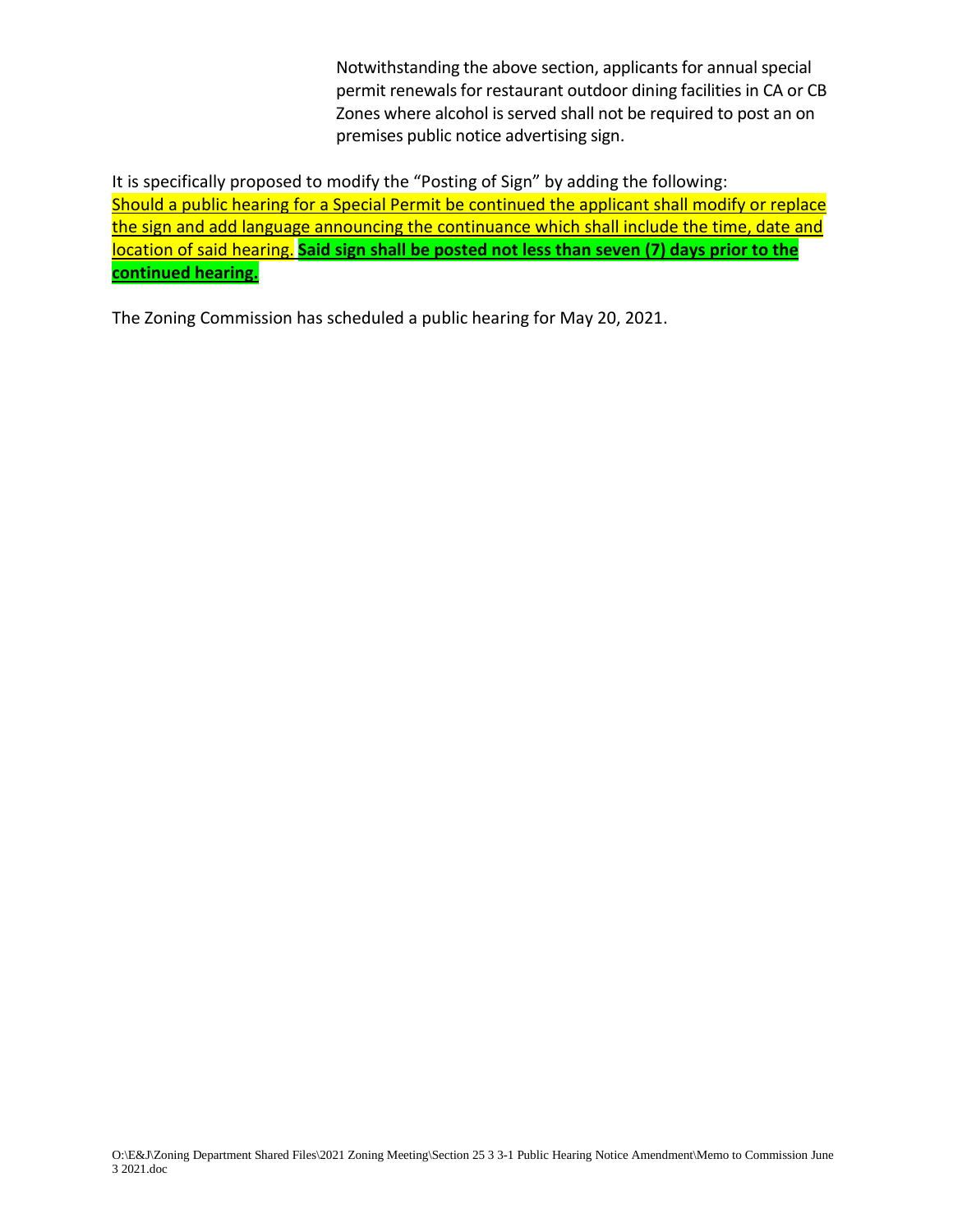> Notwithstanding the above section, applicants for annual special permit renewals for restaurant outdoor dining facilities in CA or CB Zones where alcohol is served shall not be required to post an on premises public notice advertising sign.

It is specifically proposed to modify the "Posting of Sign" by adding the following:
<u>Should a public hearing for a Special Permit be continued the applicant shall modify or replace the sign and add language announcing the continuance which shall include the time, date and location of said hearing.</u> <u>**Said sign shall be posted not less than seven (7) days prior to the continued hearing.**</u>

The Zoning Commission has scheduled a public hearing for May 20, 2021.